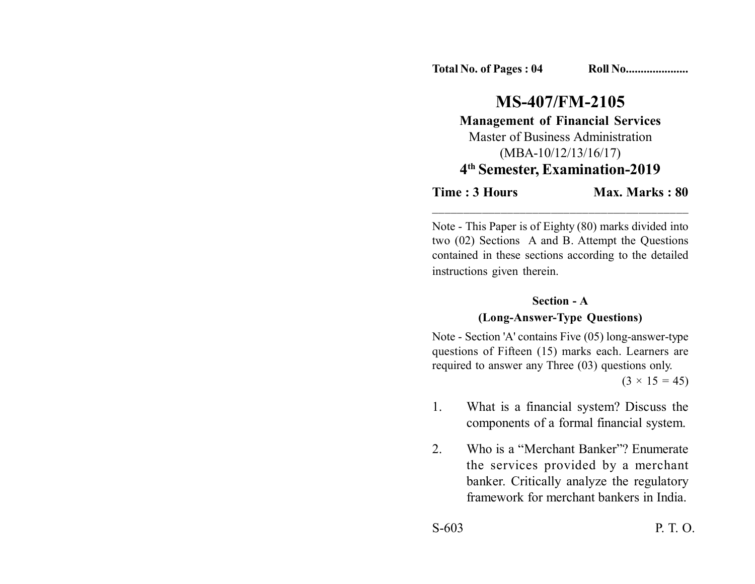Total No. of Pages : 04 Roll No....................

# MS-407/FM-2105

## Management of Financial Services

Master of Business Administration

(MBA-10/12/13/16/17)

## 4th Semester, Examination-2019

**Time : 3 Hours** **Max. Marks : 80**

---

Note - This Paper is of Eighty (80) marks divided into two (02) Sections A and B. Attempt the Questions contained in these sections according to the detailed instructions given therein.

### Section - A

### (Long-Answer-Type Questions)

Note - Section 'A' contains Five (05) long-answer-type questions of Fifteen (15) marks each. Learners are required to answer any Three (03) questions only.

$(3 \times 15 = 45)$

1. What is a financial system? Discuss the components of a formal financial system.

2. Who is a "Merchant Banker"? Enumerate the services provided by a merchant banker. Critically analyze the regulatory framework for merchant bankers in India.

S-603 P. T. O.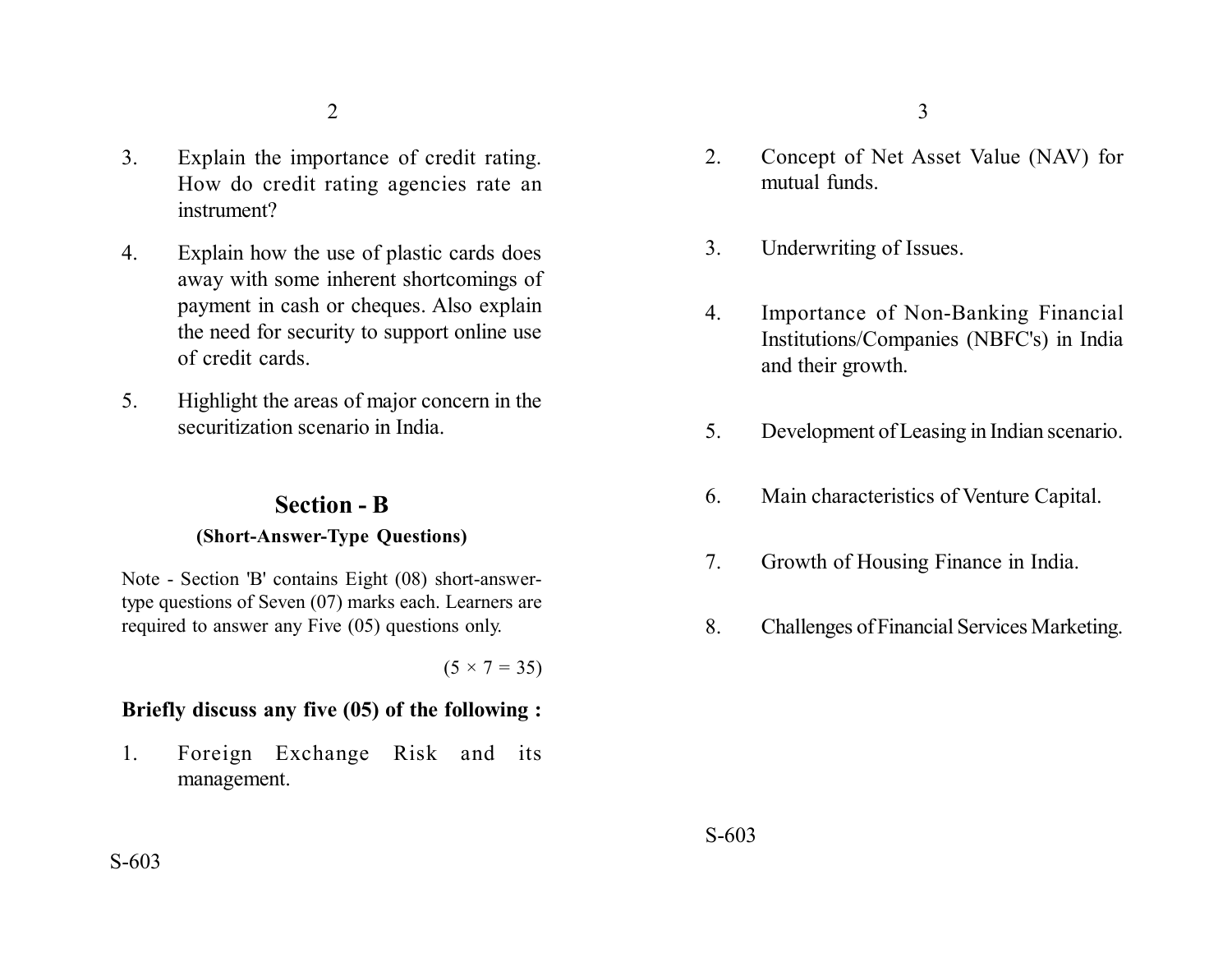3. Explain the importance of credit rating. How do credit rating agencies rate an instrument?

4. Explain how the use of plastic cards does away with some inherent shortcomings of payment in cash or cheques. Also explain the need for security to support online use of credit cards.

5. Highlight the areas of major concern in the securitization scenario in India.

## Section - B

### (Short-Answer-Type Questions)

Note - Section 'B' contains Eight (08) short-answer-type questions of Seven (07) marks each. Learners are required to answer any Five (05) questions only.

(5 × 7 = 35)

**Briefly discuss any five (05) of the following :**

1. Foreign Exchange Risk and its management.

2. Concept of Net Asset Value (NAV) for mutual funds.

3. Underwriting of Issues.

4. Importance of Non-Banking Financial Institutions/Companies (NBFC's) in India and their growth.

5. Development of Leasing in Indian scenario.

6. Main characteristics of Venture Capital.

7. Growth of Housing Finance in India.

8. Challenges of Financial Services Marketing.